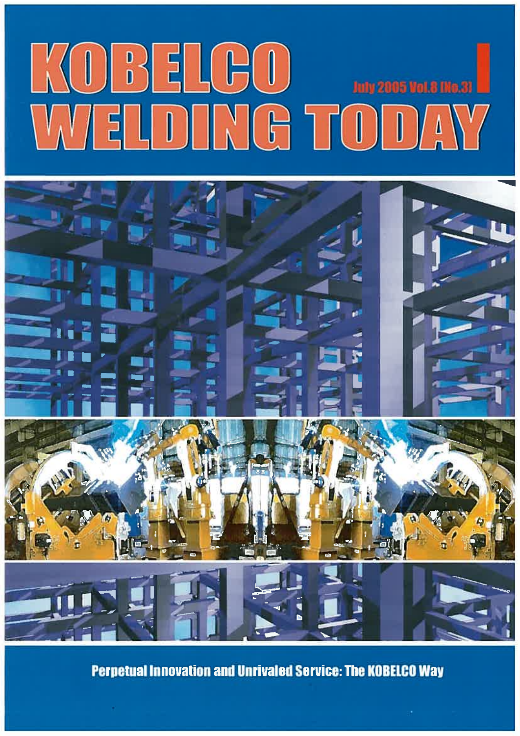# KOBELCO WELDING TODAY

July 2005 Vol.8 [No.3]

Perpetual Innovation and Unrivaled Service: The KOBELCO Way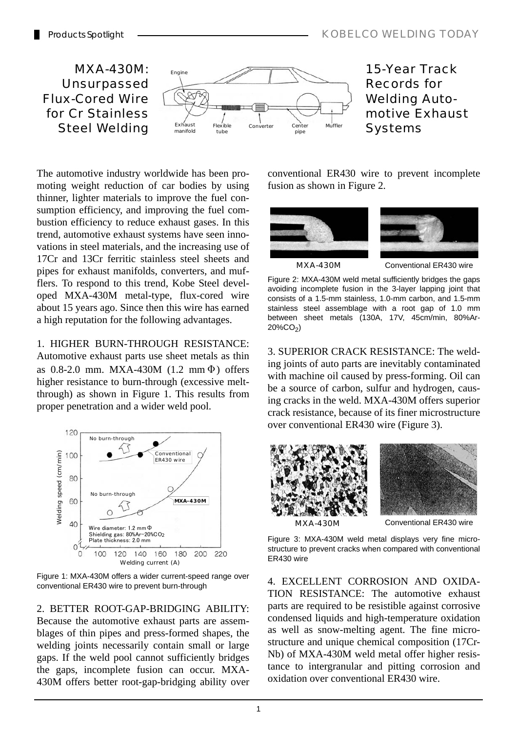# MXA-430M: Unsurpassed Flux-Cored Wire for Cr Stainless Steel Welding

## 15-Year Track Records for Welding Automotive Exhaust Systems

The automotive industry worldwide has been promoting weight reduction of car bodies by using thinner, lighter materials to improve the fuel consumption efficiency, and improving the fuel combustion efficiency to reduce exhaust gases. In this trend, automotive exhaust systems have seen innovations in steel materials, and the increasing use of 17Cr and 13Cr ferritic stainless steel sheets and pipes for exhaust manifolds, converters, and mufflers. To respond to this trend, Kobe Steel developed MXA-430M metal-type, flux-cored wire about 15 years ago. Since then this wire has earned a high reputation for the following advantages.

1. HIGHER BURN-THROUGH RESISTANCE: Automotive exhaust parts use sheet metals as thin as 0.8-2.0 mm. MXA-430M (1.2 mm Φ) offers higher resistance to burn-through (excessive melt-through) as shown in Figure 1. This results from proper penetration and a wider weld pool.

Figure 1: MXA-430M offers a wider current-speed range over conventional ER430 wire to prevent burn-through

2. BETTER ROOT-GAP-BRIDGING ABILITY: Because the automotive exhaust parts are assemblages of thin pipes and press-formed shapes, the welding joints necessarily contain small or large gaps. If the weld pool cannot sufficiently bridges the gaps, incomplete fusion can occur. MXA-430M offers better root-gap-bridging ability over conventional ER430 wire to prevent incomplete fusion as shown in Figure 2.

Figure 2: MXA-430M weld metal sufficiently bridges the gaps avoiding incomplete fusion in the 3-layer lapping joint that consists of a 1.5-mm stainless, 1.0-mm carbon, and 1.5-mm stainless steel assemblage with a root gap of 1.0 mm between sheet metals (130A, 17V, 45cm/min, 80%Ar-20%$CO_2$)

3. SUPERIOR CRACK RESISTANCE: The welding joints of auto parts are inevitably contaminated with machine oil caused by press-forming. Oil can be a source of carbon, sulfur and hydrogen, causing cracks in the weld. MXA-430M offers superior crack resistance, because of its finer microstructure over conventional ER430 wire (Figure 3).

Figure 3: MXA-430M weld metal displays very fine microstructure to prevent cracks when compared with conventional ER430 wire

4. EXCELLENT CORROSION AND OXIDATION RESISTANCE: The automotive exhaust parts are required to be resistible against corrosive condensed liquids and high-temperature oxidation as well as snow-melting agent. The fine microstructure and unique chemical composition (17Cr-Nb) of MXA-430M weld metal offer higher resistance to intergranular and pitting corrosion and oxidation over conventional ER430 wire.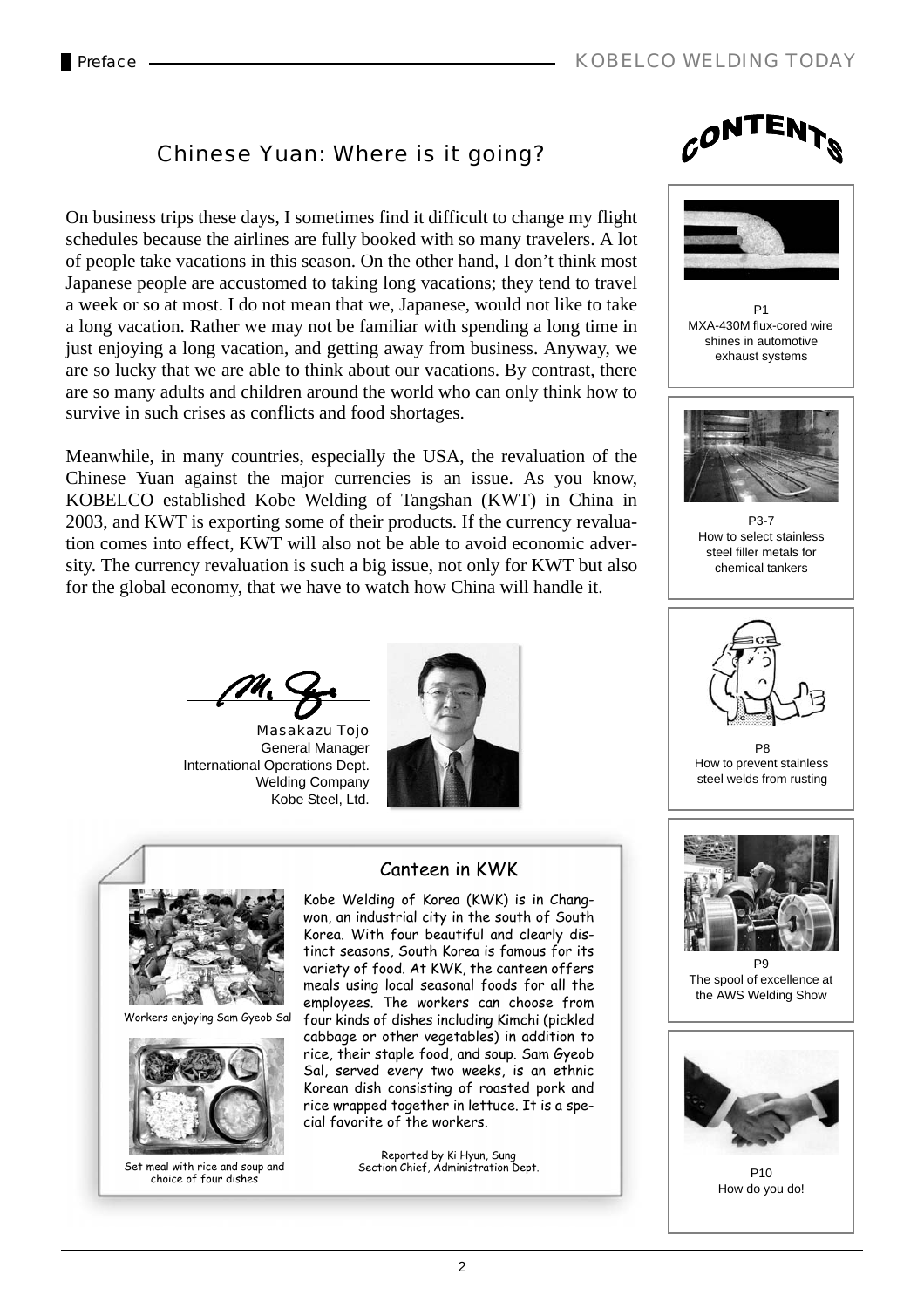# Chinese Yuan: Where is it going?

On business trips these days, I sometimes find it difficult to change my flight schedules because the airlines are fully booked with so many travelers. A lot of people take vacations in this season. On the other hand, I don't think most Japanese people are accustomed to taking long vacations; they tend to travel a week or so at most. I do not mean that we, Japanese, would not like to take a long vacation. Rather we may not be familiar with spending a long time in just enjoying a long vacation, and getting away from business. Anyway, we are so lucky that we are able to think about our vacations. By contrast, there are so many adults and children around the world who can only think how to survive in such crises as conflicts and food shortages.

Meanwhile, in many countries, especially the USA, the revaluation of the Chinese Yuan against the major currencies is an issue. As you know, KOBELCO established Kobe Welding of Tangshan (KWT) in China in 2003, and KWT is exporting some of their products. If the currency revaluation comes into effect, KWT will also not be able to avoid economic adversity. The currency revaluation is such a big issue, not only for KWT but also for the global economy, that we have to watch how China will handle it.

Masakazu Tojo
General Manager
International Operations Dept.
Welding Company
Kobe Steel, Ltd.

## Canteen in KWK

Kobe Welding of Korea (KWK) is in Changwon, an industrial city in the south of South Korea. With four beautiful and clearly distinct seasons, South Korea is famous for its variety of food. At KWK, the canteen offers meals using local seasonal foods for all the employees. The workers can choose from four kinds of dishes including Kimchi (pickled cabbage or other vegetables) in addition to rice, their staple food, and soup. Sam Gyeob Sal, served every two weeks, is an ethnic Korean dish consisting of roasted pork and rice wrapped together in lettuce. It is a special favorite of the workers.

Reported by Ki Hyun, Sung
Section Chief, Administration Dept.

Workers enjoying Sam Gyeob Sal

Set meal with rice and soup and choice of four dishes

# CONTENTS

P1
MXA-430M flux-cored wire shines in automotive exhaust systems

P3-7
How to select stainless steel filler metals for chemical tankers

P8
How to prevent stainless steel welds from rusting

P9
The spool of excellence at the AWS Welding Show

P10
How do you do!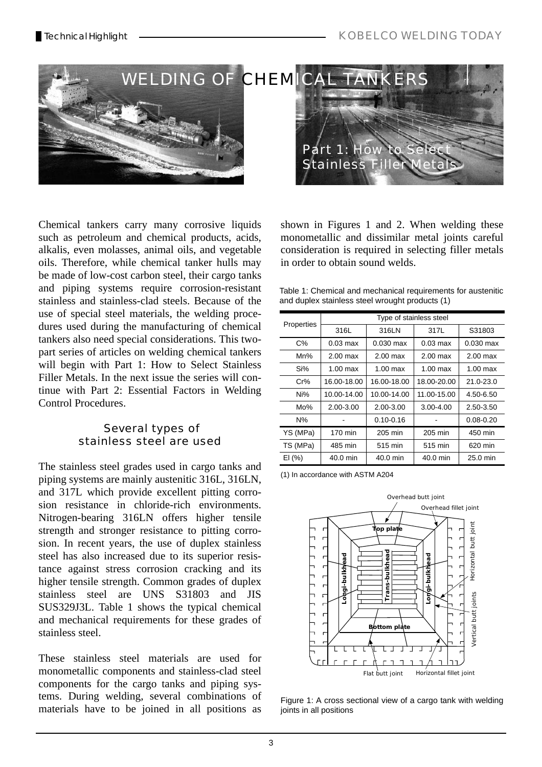# WELDING OF CHEMICAL TANKERS

## Part 1: How to Select Stainless Filler Metals

Chemical tankers carry many corrosive liquids such as petroleum and chemical products, acids, alkalis, even molasses, animal oils, and vegetable oils. Therefore, while chemical tanker hulls may be made of low-cost carbon steel, their cargo tanks and piping systems require corrosion-resistant stainless and stainless-clad steels. Because of the use of special steel materials, the welding procedures used during the manufacturing of chemical tankers also need special considerations. This two-part series of articles on welding chemical tankers will begin with Part 1: How to Select Stainless Filler Metals. In the next issue the series will continue with Part 2: Essential Factors in Welding Control Procedures.

### Several types of stainless steel are used

The stainless steel grades used in cargo tanks and piping systems are mainly austenitic 316L, 316LN, and 317L which provide excellent pitting corrosion resistance in chloride-rich environments. Nitrogen-bearing 316LN offers higher tensile strength and stronger resistance to pitting corrosion. In recent years, the use of duplex stainless steel has also increased due to its superior resistance against stress corrosion cracking and its higher tensile strength. Common grades of duplex stainless steel are UNS S31803 and JIS SUS329J3L. Table 1 shows the typical chemical and mechanical requirements for these grades of stainless steel.

These stainless steel materials are used for monometallic components and stainless-clad steel components for the cargo tanks and piping systems. During welding, several combinations of materials have to be joined in all positions as shown in Figures 1 and 2. When welding these monometallic and dissimilar metal joints careful consideration is required in selecting filler metals in order to obtain sound welds.

Table 1: Chemical and mechanical requirements for austenitic and duplex stainless steel wrought products (1)

| Properties | Type of stainless steel | | | |
|---|---|---|---|---|
| | 316L | 316LN | 317L | S31803 |
| C% | 0.03 max | 0.030 max | 0.03 max | 0.030 max |
| Mn% | 2.00 max | 2.00 max | 2.00 max | 2.00 max |
| Si% | 1.00 max | 1.00 max | 1.00 max | 1.00 max |
| Cr% | 16.00-18.00 | 16.00-18.00 | 18.00-20.00 | 21.0-23.0 |
| Ni% | 10.00-14.00 | 10.00-14.00 | 11.00-15.00 | 4.50-6.50 |
| Mo% | 2.00-3.00 | 2.00-3.00 | 3.00-4.00 | 2.50-3.50 |
| N% | - | 0.10-0.16 | - | 0.08-0.20 |
| YS (MPa) | 170 min | 205 min | 205 min | 450 min |
| TS (MPa) | 485 min | 515 min | 515 min | 620 min |
| El (%) | 40.0 min | 40.0 min | 40.0 min | 25.0 min |

(1) In accordance with ASTM A204

Figure 1: A cross sectional view of a cargo tank with welding joints in all positions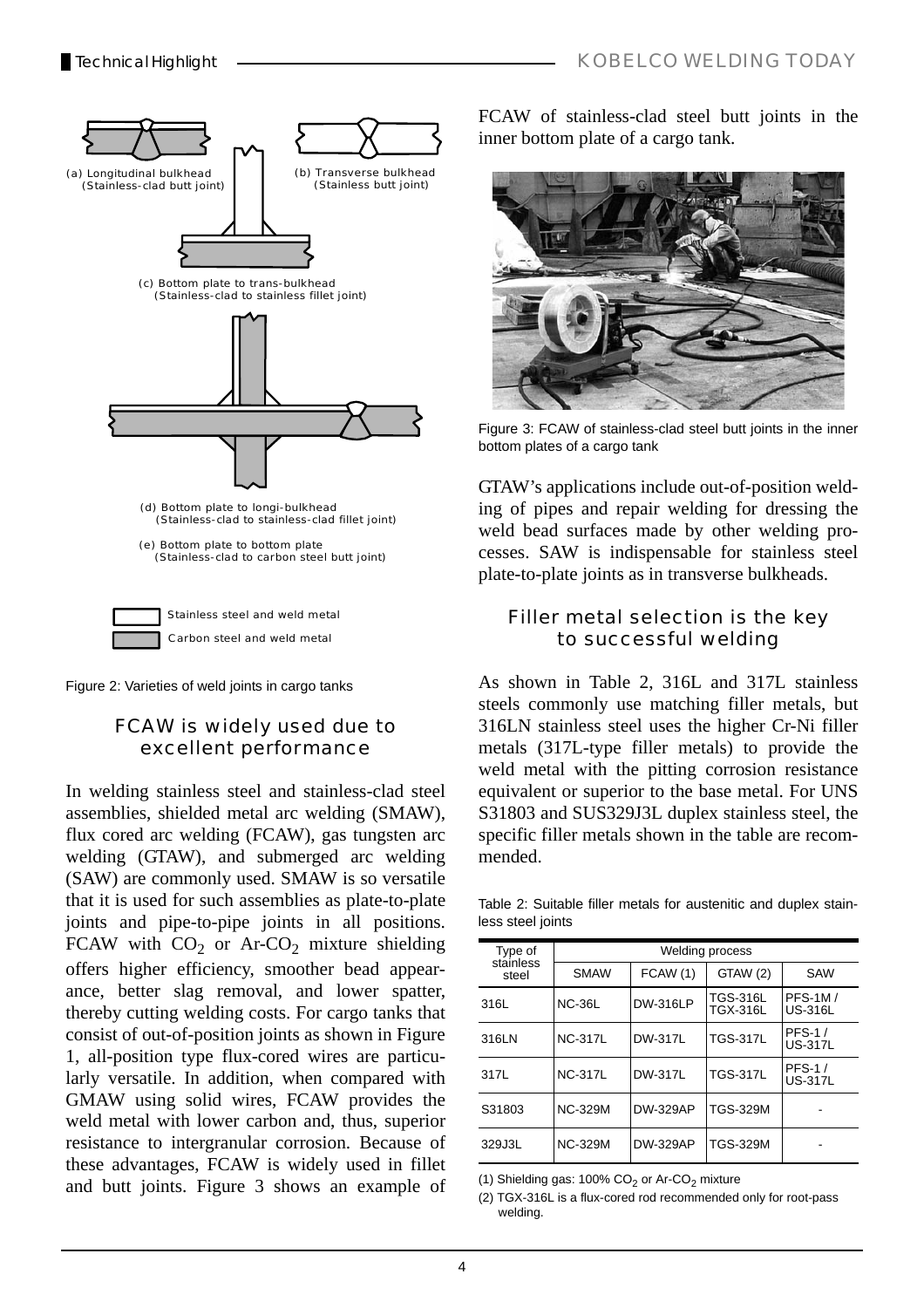(a) Longitudinal bulkhead (Stainless-clad butt joint)

(b) Transverse bulkhead (Stainless butt joint)

(c) Bottom plate to trans-bulkhead (Stainless-clad to stainless fillet joint)

(d) Bottom plate to longi-bulkhead (Stainless-clad to stainless-clad fillet joint)

(e) Bottom plate to bottom plate (Stainless-clad to carbon steel butt joint)

Stainless steel and weld metal

Carbon steel and weld metal

Figure 2: Varieties of weld joints in cargo tanks

## FCAW is widely used due to excellent performance

In welding stainless steel and stainless-clad steel assemblies, shielded metal arc welding (SMAW), flux cored arc welding (FCAW), gas tungsten arc welding (GTAW), and submerged arc welding (SAW) are commonly used. SMAW is so versatile that it is used for such assemblies as plate-to-plate joints and pipe-to-pipe joints in all positions. FCAW with $CO_2$ or Ar-$CO_2$ mixture shielding offers higher efficiency, smoother bead appearance, better slag removal, and lower spatter, thereby cutting welding costs. For cargo tanks that consist of out-of-position joints as shown in Figure 1, all-position type flux-cored wires are particularly versatile. In addition, when compared with GMAW using solid wires, FCAW provides the weld metal with lower carbon and, thus, superior resistance to intergranular corrosion. Because of these advantages, FCAW is widely used in fillet and butt joints. Figure 3 shows an example of FCAW of stainless-clad steel butt joints in the inner bottom plate of a cargo tank.

Figure 3: FCAW of stainless-clad steel butt joints in the inner bottom plates of a cargo tank

GTAW's applications include out-of-position welding of pipes and repair welding for dressing the weld bead surfaces made by other welding processes. SAW is indispensable for stainless steel plate-to-plate joints as in transverse bulkheads.

## Filler metal selection is the key to successful welding

As shown in Table 2, 316L and 317L stainless steels commonly use matching filler metals, but 316LN stainless steel uses the higher Cr-Ni filler metals (317L-type filler metals) to provide the weld metal with the pitting corrosion resistance equivalent or superior to the base metal. For UNS S31803 and SUS329J3L duplex stainless steel, the specific filler metals shown in the table are recommended.

Table 2: Suitable filler metals for austenitic and duplex stainless steel joints

| Type of stainless steel | Welding process | | | |
|---|---|---|---|---|
| | SMAW | FCAW (1) | GTAW (2) | SAW |
| 316L | NC-36L | DW-316LP | TGS-316L TGX-316L | PFS-1M / US-316L |
| 316LN | NC-317L | DW-317L | TGS-317L | PFS-1 / US-317L |
| 317L | NC-317L | DW-317L | TGS-317L | PFS-1 / US-317L |
| S31803 | NC-329M | DW-329AP | TGS-329M | - |
| 329J3L | NC-329M | DW-329AP | TGS-329M | - |

(1) Shielding gas: 100% $CO_2$ or Ar-$CO_2$ mixture

(2) TGX-316L is a flux-cored rod recommended only for root-pass welding.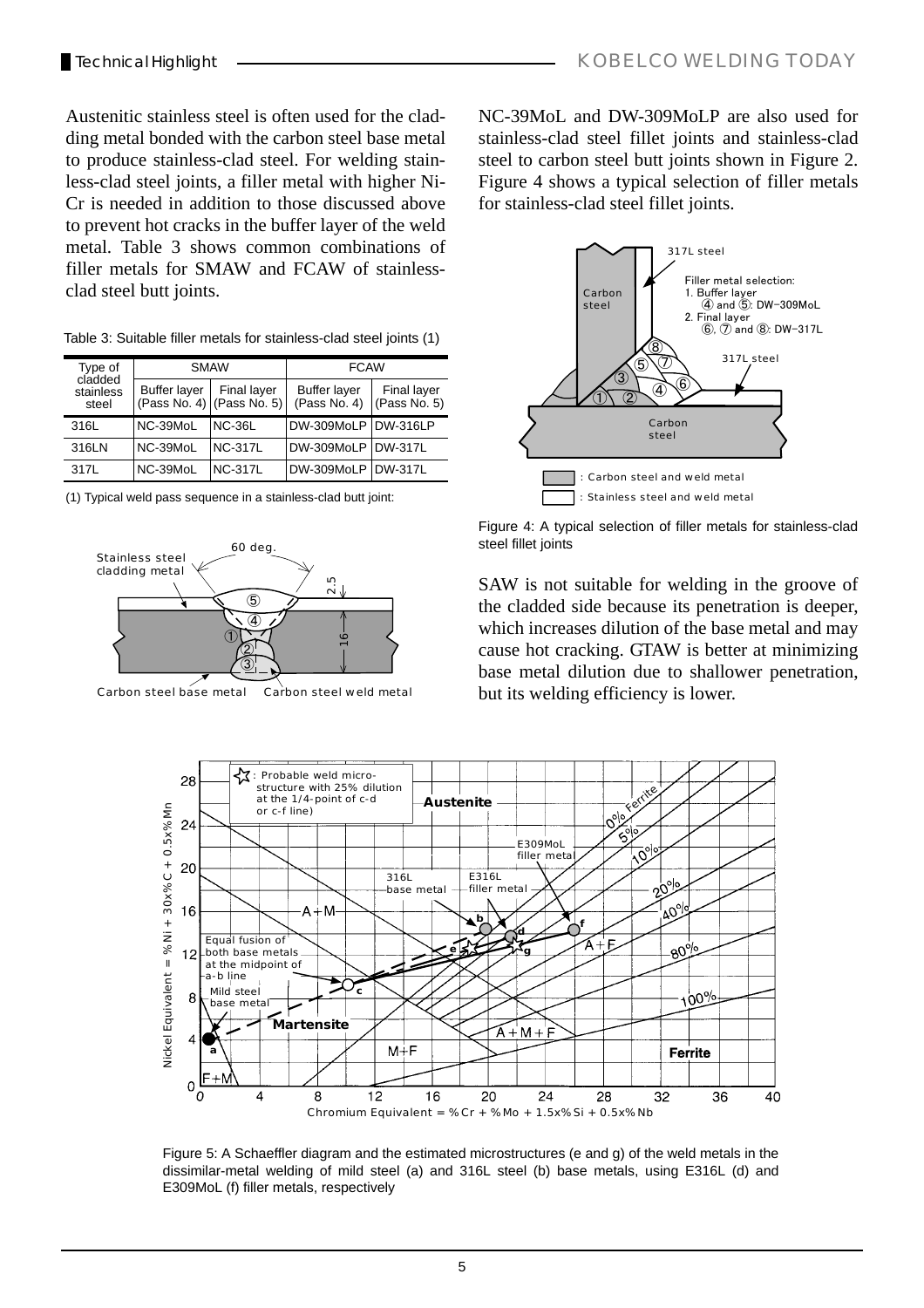Austenitic stainless steel is often used for the cladding metal bonded with the carbon steel base metal to produce stainless-clad steel. For welding stainless-clad steel joints, a filler metal with higher Ni-Cr is needed in addition to those discussed above to prevent hot cracks in the buffer layer of the weld metal. Table 3 shows common combinations of filler metals for SMAW and FCAW of stainless-clad steel butt joints.

Table 3: Suitable filler metals for stainless-clad steel joints (1)

| Type of cladded stainless steel | SMAW | | FCAW | |
|---|---|---|---|---|
| | Buffer layer (Pass No. 4) | Final layer (Pass No. 5) | Buffer layer (Pass No. 4) | Final layer (Pass No. 5) |
| 316L | NC-39MoL | NC-36L | DW-309MoLP | DW-316LP |
| 316LN | NC-39MoL | NC-317L | DW-309MoLP | DW-317L |
| 317L | NC-39MoL | NC-317L | DW-309MoLP | DW-317L |

(1) Typical weld pass sequence in a stainless-clad butt joint:

NC-39MoL and DW-309MoLP are also used for stainless-clad steel fillet joints and stainless-clad steel to carbon steel butt joints shown in Figure 2. Figure 4 shows a typical selection of filler metals for stainless-clad steel fillet joints.

Figure 4: A typical selection of filler metals for stainless-clad steel fillet joints

SAW is not suitable for welding in the groove of the cladded side because its penetration is deeper, which increases dilution of the base metal and may cause hot cracking. GTAW is better at minimizing base metal dilution due to shallower penetration, but its welding efficiency is lower.

Figure 5: A Schaeffler diagram and the estimated microstructures (e and g) of the weld metals in the dissimilar-metal welding of mild steel (a) and 316L steel (b) base metals, using E316L (d) and E309MoL (f) filler metals, respectively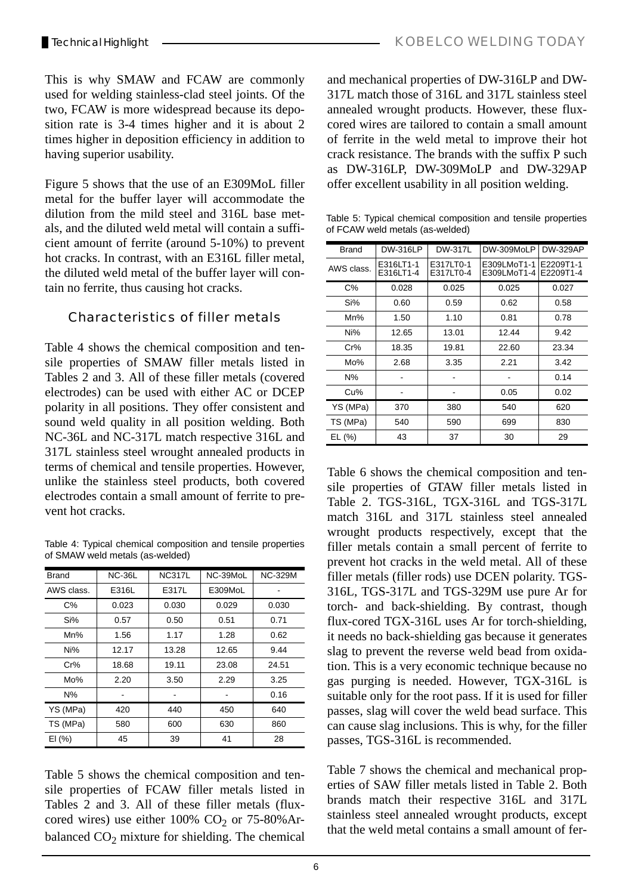This is why SMAW and FCAW are commonly used for welding stainless-clad steel joints. Of the two, FCAW is more widespread because its deposition rate is 3-4 times higher and it is about 2 times higher in deposition efficiency in addition to having superior usability.

Figure 5 shows that the use of an E309MoL filler metal for the buffer layer will accommodate the dilution from the mild steel and 316L base metals, and the diluted weld metal will contain a sufficient amount of ferrite (around 5-10%) to prevent hot cracks. In contrast, with an E316L filler metal, the diluted weld metal of the buffer layer will contain no ferrite, thus causing hot cracks.

## Characteristics of filler metals

Table 4 shows the chemical composition and tensile properties of SMAW filler metals listed in Tables 2 and 3. All of these filler metals (covered electrodes) can be used with either AC or DCEP polarity in all positions. They offer consistent and sound weld quality in all position welding. Both NC-36L and NC-317L match respective 316L and 317L stainless steel wrought annealed products in terms of chemical and tensile properties. However, unlike the stainless steel products, both covered electrodes contain a small amount of ferrite to prevent hot cracks.

Table 4: Typical chemical composition and tensile properties of SMAW weld metals (as-welded)

| Brand | NC-36L | NC317L | NC-39MoL | NC-329M |
|---|---|---|---|---|
| AWS class. | E316L | E317L | E309MoL | - |
| C% | 0.023 | 0.030 | 0.029 | 0.030 |
| Si% | 0.57 | 0.50 | 0.51 | 0.71 |
| Mn% | 1.56 | 1.17 | 1.28 | 0.62 |
| Ni% | 12.17 | 13.28 | 12.65 | 9.44 |
| Cr% | 18.68 | 19.11 | 23.08 | 24.51 |
| Mo% | 2.20 | 3.50 | 2.29 | 3.25 |
| N% | - | - | - | 0.16 |
| YS (MPa) | 420 | 440 | 450 | 640 |
| TS (MPa) | 580 | 600 | 630 | 860 |
| El (%) | 45 | 39 | 41 | 28 |

Table 5 shows the chemical composition and tensile properties of FCAW filler metals listed in Tables 2 and 3. All of these filler metals (flux-cored wires) use either 100% $CO_2$ or 75-80%Ar-balanced $CO_2$ mixture for shielding. The chemical and mechanical properties of DW-316LP and DW-317L match those of 316L and 317L stainless steel annealed wrought products. However, these flux-cored wires are tailored to contain a small amount of ferrite in the weld metal to improve their hot crack resistance. The brands with the suffix P such as DW-316LP, DW-309MoLP and DW-329AP offer excellent usability in all position welding.

Table 5: Typical chemical composition and tensile properties of FCAW weld metals (as-welded)

| Brand | DW-316LP | DW-317L | DW-309MoLP | DW-329AP |
|---|---|---|---|---|
| AWS class. | E316LT1-1<br>E316LT1-4 | E317LT0-1<br>E317LT0-4 | E309LMoT1-1<br>E309LMoT1-4 | E2209T1-1<br>E2209T1-4 |
| C% | 0.028 | 0.025 | 0.025 | 0.027 |
| Si% | 0.60 | 0.59 | 0.62 | 0.58 |
| Mn% | 1.50 | 1.10 | 0.81 | 0.78 |
| Ni% | 12.65 | 13.01 | 12.44 | 9.42 |
| Cr% | 18.35 | 19.81 | 22.60 | 23.34 |
| Mo% | 2.68 | 3.35 | 2.21 | 3.42 |
| N% | - | - | - | 0.14 |
| Cu% | - | - | 0.05 | 0.02 |
| YS (MPa) | 370 | 380 | 540 | 620 |
| TS (MPa) | 540 | 590 | 699 | 830 |
| EL (%) | 43 | 37 | 30 | 29 |

Table 6 shows the chemical composition and tensile properties of GTAW filler metals listed in Table 2. TGS-316L, TGX-316L and TGS-317L match 316L and 317L stainless steel annealed wrought products respectively, except that the filler metals contain a small percent of ferrite to prevent hot cracks in the weld metal. All of these filler metals (filler rods) use DCEN polarity. TGS-316L, TGS-317L and TGS-329M use pure Ar for torch- and back-shielding. By contrast, though flux-cored TGX-316L uses Ar for torch-shielding, it needs no back-shielding gas because it generates slag to prevent the reverse weld bead from oxidation. This is a very economic technique because no gas purging is needed. However, TGX-316L is suitable only for the root pass. If it is used for filler passes, slag will cover the weld bead surface. This can cause slag inclusions. This is why, for the filler passes, TGS-316L is recommended.

Table 7 shows the chemical and mechanical properties of SAW filler metals listed in Table 2. Both brands match their respective 316L and 317L stainless steel annealed wrought products, except that the weld metal contains a small amount of fer-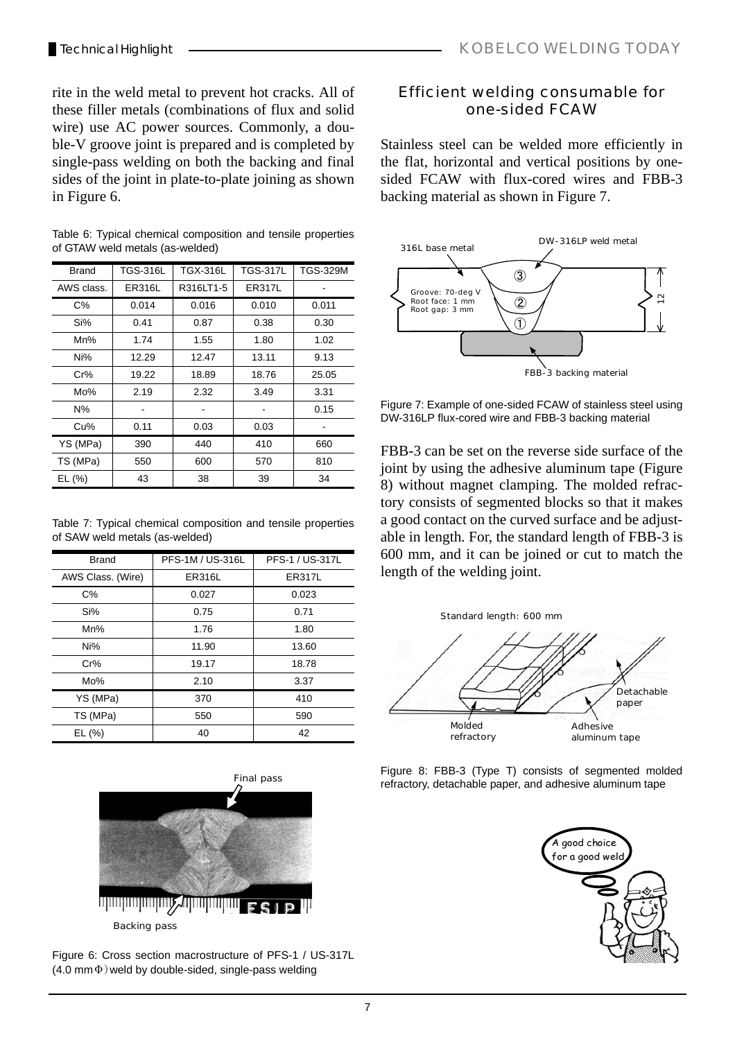rite in the weld metal to prevent hot cracks. All of these filler metals (combinations of flux and solid wire) use AC power sources. Commonly, a double-V groove joint is prepared and is completed by single-pass welding on both the backing and final sides of the joint in plate-to-plate joining as shown in Figure 6.

Table 6: Typical chemical composition and tensile properties of GTAW weld metals (as-welded)

| Brand | TGS-316L | TGX-316L | TGS-317L | TGS-329M |
|---|---|---|---|---|
| AWS class. | ER316L | R316LT1-5 | ER317L | - |
| C% | 0.014 | 0.016 | 0.010 | 0.011 |
| Si% | 0.41 | 0.87 | 0.38 | 0.30 |
| Mn% | 1.74 | 1.55 | 1.80 | 1.02 |
| Ni% | 12.29 | 12.47 | 13.11 | 9.13 |
| Cr% | 19.22 | 18.89 | 18.76 | 25.05 |
| Mo% | 2.19 | 2.32 | 3.49 | 3.31 |
| N% | - | - | - | 0.15 |
| Cu% | 0.11 | 0.03 | 0.03 | - |
| YS (MPa) | 390 | 440 | 410 | 660 |
| TS (MPa) | 550 | 600 | 570 | 810 |
| EL (%) | 43 | 38 | 39 | 34 |

Table 7: Typical chemical composition and tensile properties of SAW weld metals (as-welded)

| Brand | PFS-1M / US-316L | PFS-1 / US-317L |
|---|---|---|
| AWS Class. (Wire) | ER316L | ER317L |
| C% | 0.027 | 0.023 |
| Si% | 0.75 | 0.71 |
| Mn% | 1.76 | 1.80 |
| Ni% | 11.90 | 13.60 |
| Cr% | 19.17 | 18.78 |
| Mo% | 2.10 | 3.37 |
| YS (MPa) | 370 | 410 |
| TS (MPa) | 550 | 590 |
| EL (%) | 40 | 42 |

Final pass

Backing pass

Figure 6: Cross section macrostructure of PFS-1 / US-317L (4.0 mmΦ) weld by double-sided, single-pass welding

## Efficient welding consumable for one-sided FCAW

Stainless steel can be welded more efficiently in the flat, horizontal and vertical positions by one-sided FCAW with flux-cored wires and FBB-3 backing material as shown in Figure 7.

316L base metal

DW-316LP weld metal

Groove: 70-deg V
Root face: 1 mm
Root gap: 3 mm

12

FBB-3 backing material

Figure 7: Example of one-sided FCAW of stainless steel using DW-316LP flux-cored wire and FBB-3 backing material

FBB-3 can be set on the reverse side surface of the joint by using the adhesive aluminum tape (Figure 8) without magnet clamping. The molded refractory consists of segmented blocks so that it makes a good contact on the curved surface and be adjustable in length. For, the standard length of FBB-3 is 600 mm, and it can be joined or cut to match the length of the welding joint.

Standard length: 600 mm

Detachable paper

Molded refractory

Adhesive aluminum tape

Figure 8: FBB-3 (Type T) consists of segmented molded refractory, detachable paper, and adhesive aluminum tape

A good choice for a good weld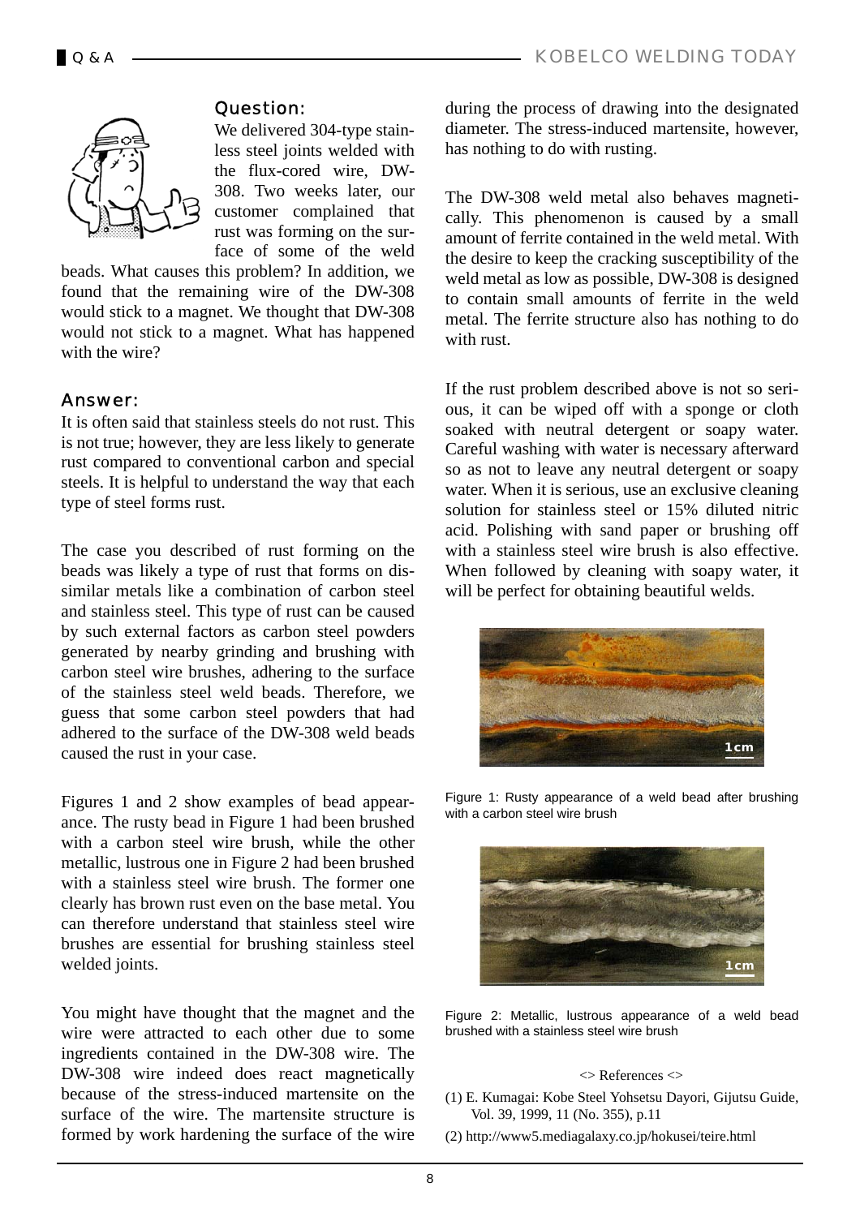## Question:

We delivered 304-type stainless steel joints welded with the flux-cored wire, DW-308. Two weeks later, our customer complained that rust was forming on the surface of some of the weld beads. What causes this problem? In addition, we found that the remaining wire of the DW-308 would stick to a magnet. We thought that DW-308 would not stick to a magnet. What has happened with the wire?

## Answer:

It is often said that stainless steels do not rust. This is not true; however, they are less likely to generate rust compared to conventional carbon and special steels. It is helpful to understand the way that each type of steel forms rust.

The case you described of rust forming on the beads was likely a type of rust that forms on dissimilar metals like a combination of carbon steel and stainless steel. This type of rust can be caused by such external factors as carbon steel powders generated by nearby grinding and brushing with carbon steel wire brushes, adhering to the surface of the stainless steel weld beads. Therefore, we guess that some carbon steel powders that had adhered to the surface of the DW-308 weld beads caused the rust in your case.

Figures 1 and 2 show examples of bead appearance. The rusty bead in Figure 1 had been brushed with a carbon steel wire brush, while the other metallic, lustrous one in Figure 2 had been brushed with a stainless steel wire brush. The former one clearly has brown rust even on the base metal. You can therefore understand that stainless steel wire brushes are essential for brushing stainless steel welded joints.

You might have thought that the magnet and the wire were attracted to each other due to some ingredients contained in the DW-308 wire. The DW-308 wire indeed does react magnetically because of the stress-induced martensite on the surface of the wire. The martensite structure is formed by work hardening the surface of the wire during the process of drawing into the designated diameter. The stress-induced martensite, however, has nothing to do with rusting.

The DW-308 weld metal also behaves magnetically. This phenomenon is caused by a small amount of ferrite contained in the weld metal. With the desire to keep the cracking susceptibility of the weld metal as low as possible, DW-308 is designed to contain small amounts of ferrite in the weld metal. The ferrite structure also has nothing to do with rust.

If the rust problem described above is not so serious, it can be wiped off with a sponge or cloth soaked with neutral detergent or soapy water. Careful washing with water is necessary afterward so as not to leave any neutral detergent or soapy water. When it is serious, use an exclusive cleaning solution for stainless steel or 15% diluted nitric acid. Polishing with sand paper or brushing off with a stainless steel wire brush is also effective. When followed by cleaning with soapy water, it will be perfect for obtaining beautiful welds.

Figure 1: Rusty appearance of a weld bead after brushing with a carbon steel wire brush

Figure 2: Metallic, lustrous appearance of a weld bead brushed with a stainless steel wire brush

<> References <>

(1) E. Kumagai: Kobe Steel Yohsetsu Dayori, Gijutsu Guide, Vol. 39, 1999, 11 (No. 355), p.11

(2) http://www5.mediagalaxy.co.jp/hokusei/teire.html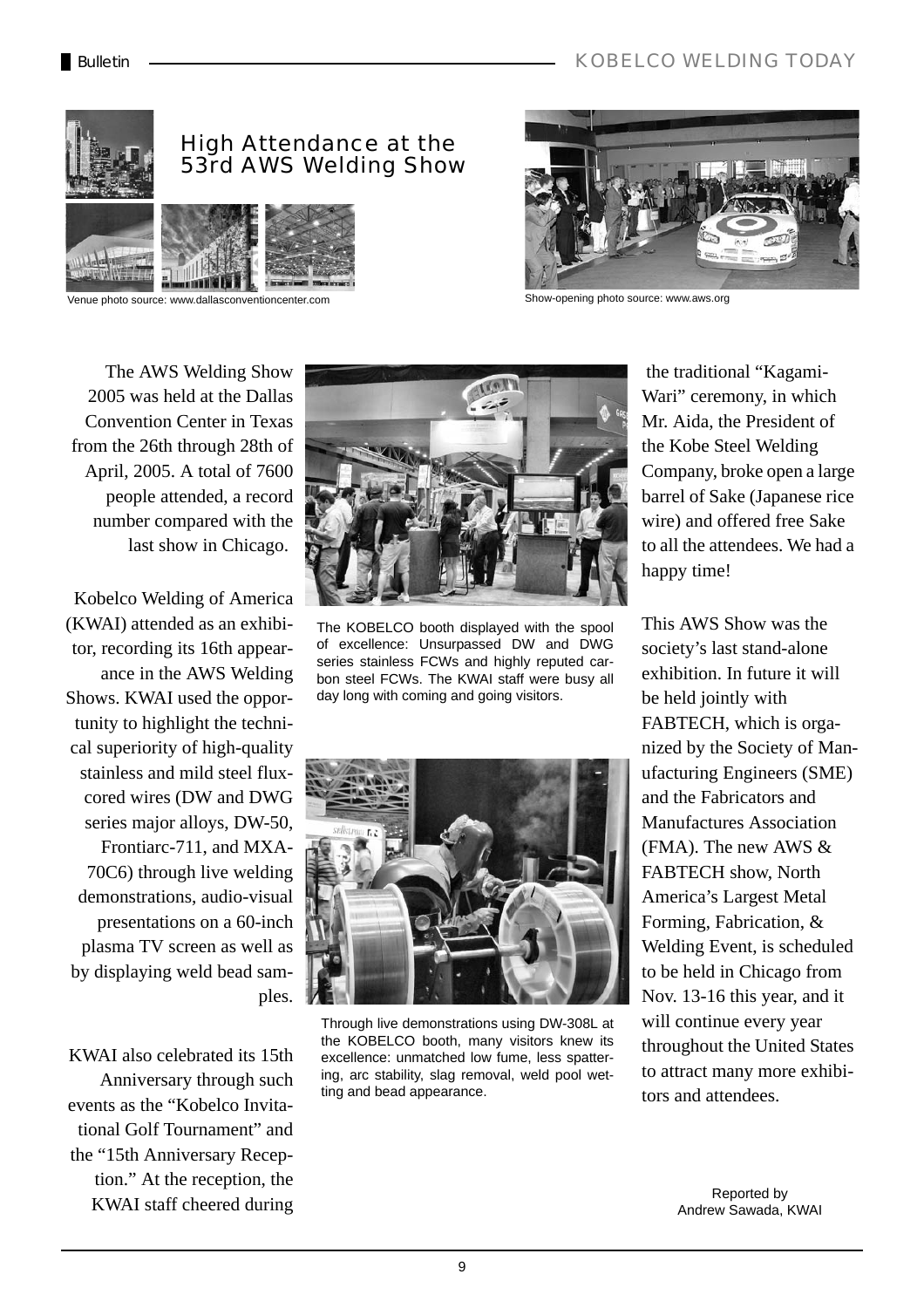# High Attendance at the 53rd AWS Welding Show

Venue photo source: www.dallasconventioncenter.com

Show-opening photo source: www.aws.org

The AWS Welding Show 2005 was held at the Dallas Convention Center in Texas from the 26th through 28th of April, 2005. A total of 7600 people attended, a record number compared with the last show in Chicago.

Kobelco Welding of America (KWAI) attended as an exhibitor, recording its 16th appearance in the AWS Welding Shows. KWAI used the opportunity to highlight the technical superiority of high-quality stainless and mild steel flux-cored wires (DW and DWG series major alloys, DW-50, Frontiarc-711, and MXA-70C6) through live welding demonstrations, audio-visual presentations on a 60-inch plasma TV screen as well as by displaying weld bead samples.

KWAI also celebrated its 15th Anniversary through such events as the "Kobelco Invitational Golf Tournament" and the "15th Anniversary Reception." At the reception, the KWAI staff cheered during the traditional "Kagami-Wari" ceremony, in which Mr. Aida, the President of the Kobe Steel Welding Company, broke open a large barrel of Sake (Japanese rice wire) and offered free Sake to all the attendees. We had a happy time!

The KOBELCO booth displayed with the spool of excellence: Unsurpassed DW and DWG series stainless FCWs and highly reputed carbon steel FCWs. The KWAI staff were busy all day long with coming and going visitors.

Through live demonstrations using DW-308L at the KOBELCO booth, many visitors knew its excellence: unmatched low fume, less spattering, arc stability, slag removal, weld pool wetting and bead appearance.

This AWS Show was the society's last stand-alone exhibition. In future it will be held jointly with FABTECH, which is organized by the Society of Manufacturing Engineers (SME) and the Fabricators and Manufactures Association (FMA). The new AWS & FABTECH show, North America's Largest Metal Forming, Fabrication, & Welding Event, is scheduled to be held in Chicago from Nov. 13-16 this year, and it will continue every year throughout the United States to attract many more exhibitors and attendees.

Reported by
Andrew Sawada, KWAI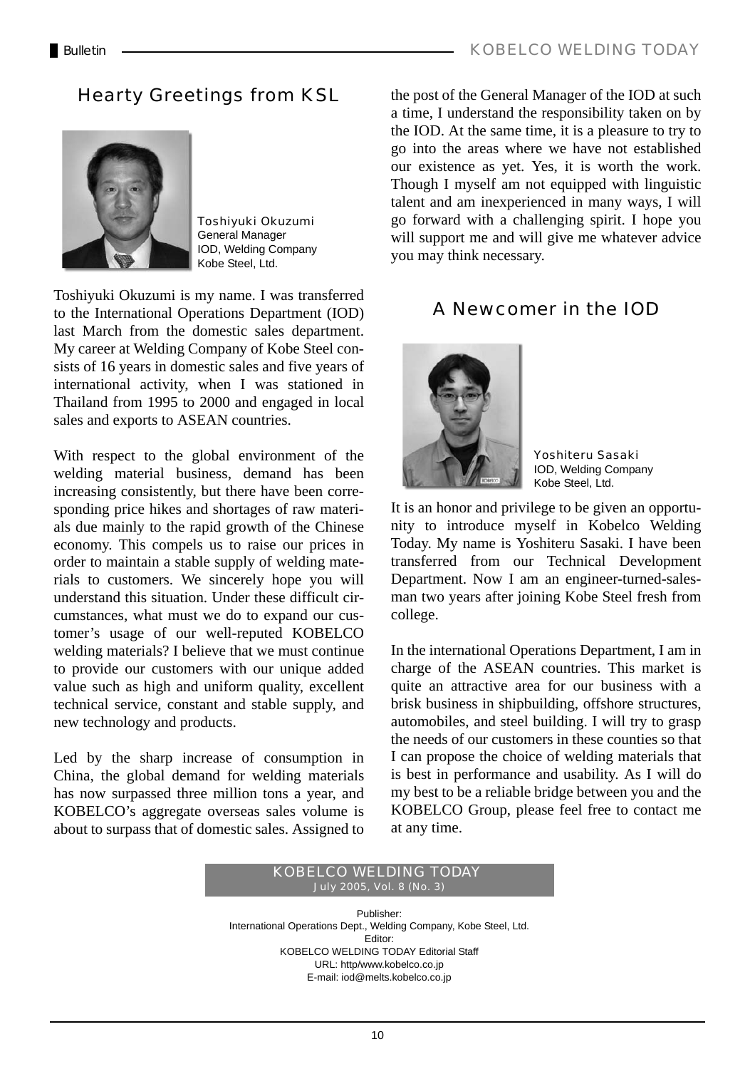## Hearty Greetings from KSL

Toshiyuki Okuzumi
General Manager
IOD, Welding Company
Kobe Steel, Ltd.

Toshiyuki Okuzumi is my name. I was transferred to the International Operations Department (IOD) last March from the domestic sales department. My career at Welding Company of Kobe Steel consists of 16 years in domestic sales and five years of international activity, when I was stationed in Thailand from 1995 to 2000 and engaged in local sales and exports to ASEAN countries.

With respect to the global environment of the welding material business, demand has been increasing consistently, but there have been corresponding price hikes and shortages of raw materials due mainly to the rapid growth of the Chinese economy. This compels us to raise our prices in order to maintain a stable supply of welding materials to customers. We sincerely hope you will understand this situation. Under these difficult circumstances, what must we do to expand our customer's usage of our well-reputed KOBELCO welding materials? I believe that we must continue to provide our customers with our unique added value such as high and uniform quality, excellent technical service, constant and stable supply, and new technology and products.

Led by the sharp increase of consumption in China, the global demand for welding materials has now surpassed three million tons a year, and KOBELCO's aggregate overseas sales volume is about to surpass that of domestic sales. Assigned to the post of the General Manager of the IOD at such a time, I understand the responsibility taken on by the IOD. At the same time, it is a pleasure to try to go into the areas where we have not established our existence as yet. Yes, it is worth the work. Though I myself am not equipped with linguistic talent and am inexperienced in many ways, I will go forward with a challenging spirit. I hope you will support me and will give me whatever advice you may think necessary.

## A Newcomer in the IOD

Yoshiteru Sasaki
IOD, Welding Company
Kobe Steel, Ltd.

It is an honor and privilege to be given an opportunity to introduce myself in Kobelco Welding Today. My name is Yoshiteru Sasaki. I have been transferred from our Technical Development Department. Now I am an engineer-turned-salesman two years after joining Kobe Steel fresh from college.

In the international Operations Department, I am in charge of the ASEAN countries. This market is quite an attractive area for our business with a brisk business in shipbuilding, offshore structures, automobiles, and steel building. I will try to grasp the needs of our customers in these counties so that I can propose the choice of welding materials that is best in performance and usability. As I will do my best to be a reliable bridge between you and the KOBELCO Group, please feel free to contact me at any time.

KOBELCO WELDING TODAY
July 2005, Vol. 8 (No. 3)

Publisher:
International Operations Dept., Welding Company, Kobe Steel, Ltd.
Editor:
KOBELCO WELDING TODAY Editorial Staff
URL: http/www.kobelco.co.jp
E-mail: iod@melts.kobelco.co.jp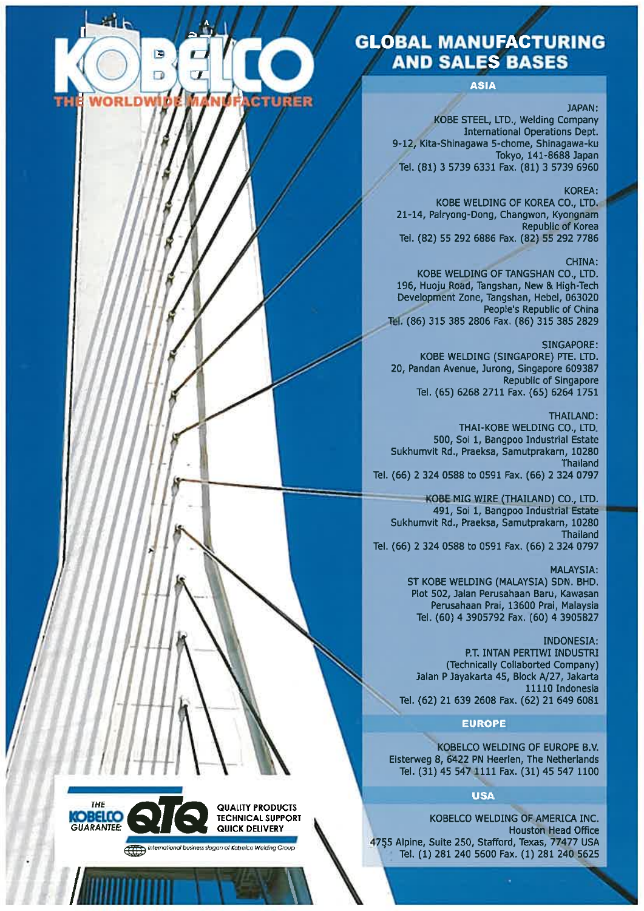# KOBELCO

**THE WORLDWIDE MANUFACTURER**

## GLOBAL MANUFACTURING AND SALES BASES

### ASIA

JAPAN:
KOBE STEEL, LTD., Welding Company
International Operations Dept.
9-12, Kita-Shinagawa 5-chome, Shinagawa-ku
Tokyo, 141-8688 Japan
Tel. (81) 3 5739 6331 Fax. (81) 3 5739 6960

KOREA:
KOBE WELDING OF KOREA CO., LTD.
21-14, Palryong-Dong, Changwon, Kyongnam
Republic of Korea
Tel. (82) 55 292 6886 Fax. (82) 55 292 7786

CHINA:
KOBE WELDING OF TANGSHAN CO., LTD.
196, Huoju Road, Tangshan, New & High-Tech
Development Zone, Tangshan, Hebel, 063020
People's Republic of China
Tel. (86) 315 385 2806 Fax. (86) 315 385 2829

SINGAPORE:
KOBE WELDING (SINGAPORE) PTE. LTD.
20, Pandan Avenue, Jurong, Singapore 609387
Republic of Singapore
Tel. (65) 6268 2711 Fax. (65) 6264 1751

THAILAND:
THAI-KOBE WELDING CO., LTD.
500, Soi 1, Bangpoo Industrial Estate
Sukhumvit Rd., Praeksa, Samutprakarn, 10280
Thailand
Tel. (66) 2 324 0588 to 0591 Fax. (66) 2 324 0797

KOBE MIG WIRE (THAILAND) CO., LTD.
491, Soi 1, Bangpoo Industrial Estate
Sukhumvit Rd., Praeksa, Samutprakarn, 10280
Thailand
Tel. (66) 2 324 0588 to 0591 Fax. (66) 2 324 0797

MALAYSIA:
ST KOBE WELDING (MALAYSIA) SDN. BHD.
Plot 502, Jalan Perusahaan Baru, Kawasan
Perusahaan Prai, 13600 Prai, Malaysia
Tel. (60) 4 3905792 Fax. (60) 4 3905827

INDONESIA:
P.T. INTAN PERTIWI INDUSTRI
(Technically Collaborted Company)
Jalan P Jayakarta 45, Block A/27, Jakarta
11110 Indonesia
Tel. (62) 21 639 2608 Fax. (62) 21 649 6081

### EUROPE

KOBELCO WELDING OF EUROPE B.V.
Eisterweg 8, 6422 PN Heerlen, The Netherlands
Tel. (31) 45 547 1111 Fax. (31) 45 547 1100

### USA

KOBELCO WELDING OF AMERICA INC.
Houston Head Office
4755 Alpine, Suite 250, Stafford, Texas, 77477 USA
Tel. (1) 281 240 5600 Fax. (1) 281 240 5625

THE KOBELCO GUARANTEE: QTQ
QUALITY PRODUCTS
TECHNICAL SUPPORT
QUICK DELIVERY

International business slogan of Kobelco Welding Group